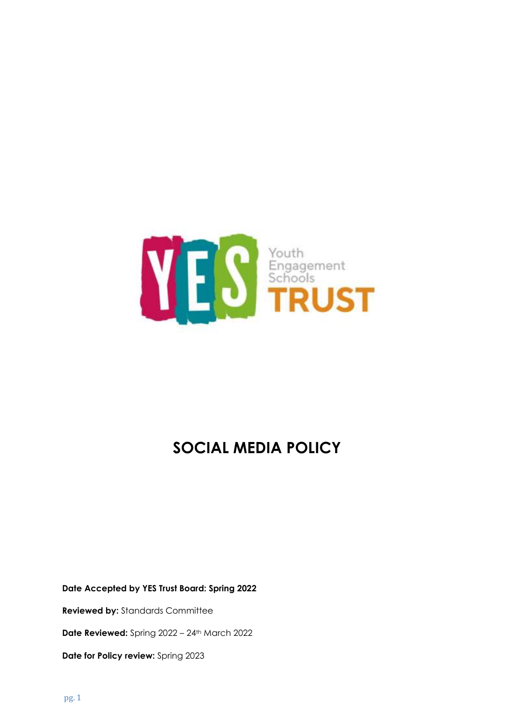Youth Engagement Schools TRUST

# SOCIAL MEDIA POLICY

**Date Accepted by YES Trust Board: Spring 2022**

**Reviewed by:** Standards Committee

**Date Reviewed:** Spring 2022 – 24th March 2022

**Date for Policy review:** Spring 2023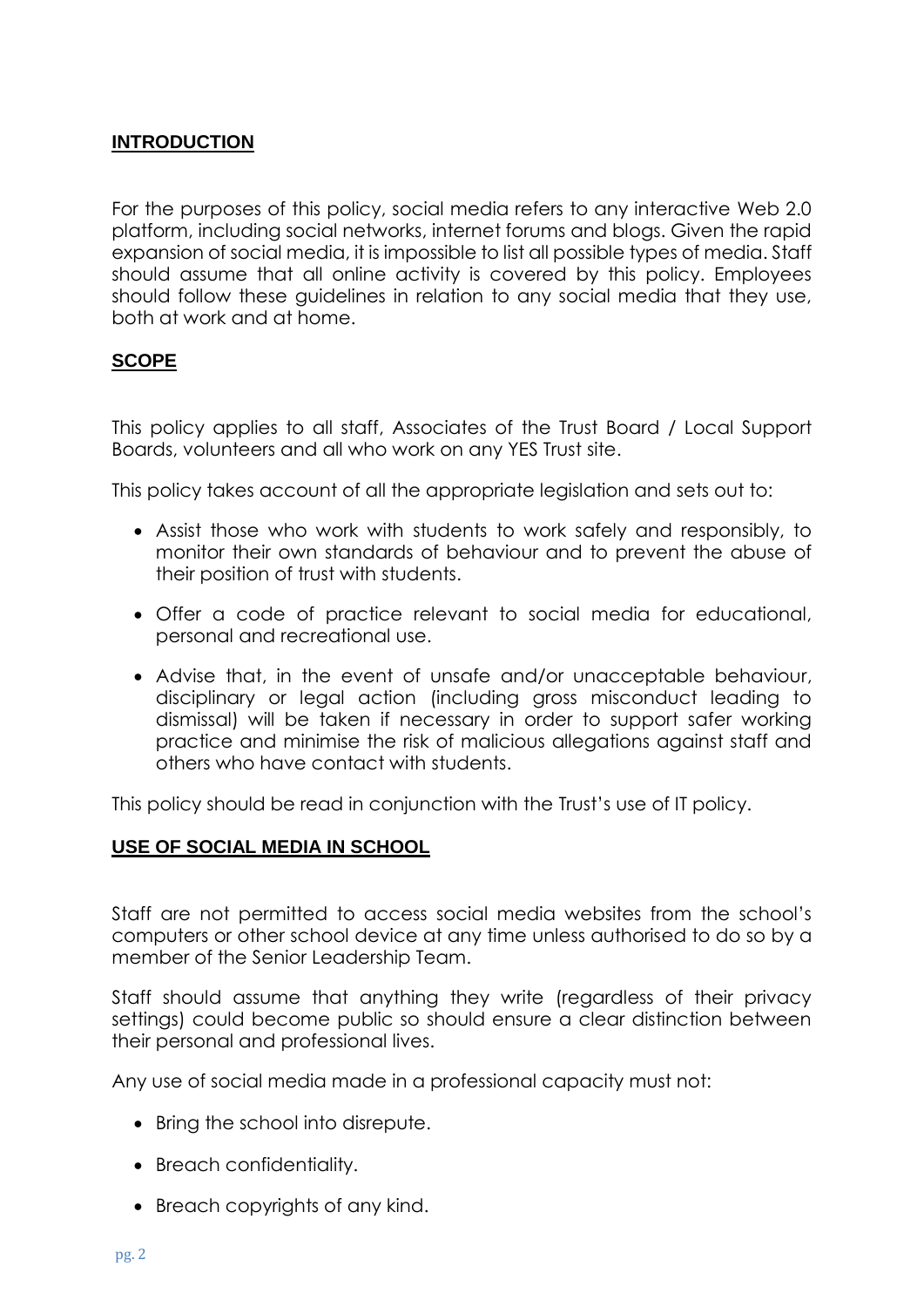## INTRODUCTION

For the purposes of this policy, social media refers to any interactive Web 2.0 platform, including social networks, internet forums and blogs. Given the rapid expansion of social media, it is impossible to list all possible types of media. Staff should assume that all online activity is covered by this policy. Employees should follow these guidelines in relation to any social media that they use, both at work and at home.

## SCOPE

This policy applies to all staff, Associates of the Trust Board / Local Support Boards, volunteers and all who work on any YES Trust site.

This policy takes account of all the appropriate legislation and sets out to:

- Assist those who work with students to work safely and responsibly, to monitor their own standards of behaviour and to prevent the abuse of their position of trust with students.
- Offer a code of practice relevant to social media for educational, personal and recreational use.
- Advise that, in the event of unsafe and/or unacceptable behaviour, disciplinary or legal action (including gross misconduct leading to dismissal) will be taken if necessary in order to support safer working practice and minimise the risk of malicious allegations against staff and others who have contact with students.

This policy should be read in conjunction with the Trust's use of IT policy.

## USE OF SOCIAL MEDIA IN SCHOOL

Staff are not permitted to access social media websites from the school's computers or other school device at any time unless authorised to do so by a member of the Senior Leadership Team.

Staff should assume that anything they write (regardless of their privacy settings) could become public so should ensure a clear distinction between their personal and professional lives.

Any use of social media made in a professional capacity must not:

- Bring the school into disrepute.
- Breach confidentiality.
- Breach copyrights of any kind.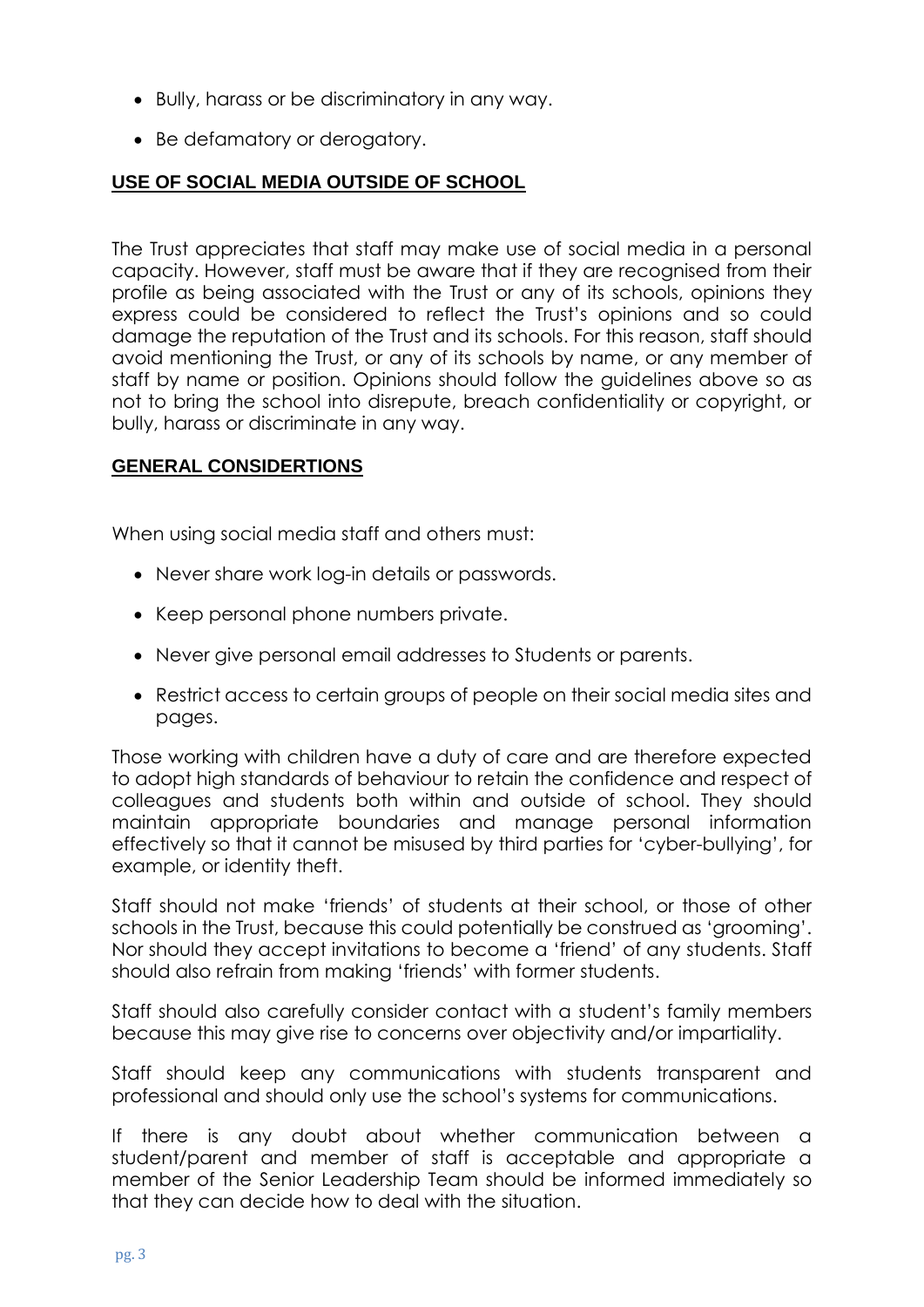- Bully, harass or be discriminatory in any way.
- Be defamatory or derogatory.

## USE OF SOCIAL MEDIA OUTSIDE OF SCHOOL

The Trust appreciates that staff may make use of social media in a personal capacity. However, staff must be aware that if they are recognised from their profile as being associated with the Trust or any of its schools, opinions they express could be considered to reflect the Trust's opinions and so could damage the reputation of the Trust and its schools. For this reason, staff should avoid mentioning the Trust, or any of its schools by name, or any member of staff by name or position. Opinions should follow the guidelines above so as not to bring the school into disrepute, breach confidentiality or copyright, or bully, harass or discriminate in any way.

## GENERAL CONSIDERTIONS

When using social media staff and others must:

- Never share work log-in details or passwords.
- Keep personal phone numbers private.
- Never give personal email addresses to Students or parents.
- Restrict access to certain groups of people on their social media sites and pages.

Those working with children have a duty of care and are therefore expected to adopt high standards of behaviour to retain the confidence and respect of colleagues and students both within and outside of school. They should maintain appropriate boundaries and manage personal information effectively so that it cannot be misused by third parties for 'cyber-bullying', for example, or identity theft.

Staff should not make 'friends' of students at their school, or those of other schools in the Trust, because this could potentially be construed as 'grooming'. Nor should they accept invitations to become a 'friend' of any students. Staff should also refrain from making 'friends' with former students.

Staff should also carefully consider contact with a student's family members because this may give rise to concerns over objectivity and/or impartiality.

Staff should keep any communications with students transparent and professional and should only use the school's systems for communications.

If there is any doubt about whether communication between a student/parent and member of staff is acceptable and appropriate a member of the Senior Leadership Team should be informed immediately so that they can decide how to deal with the situation.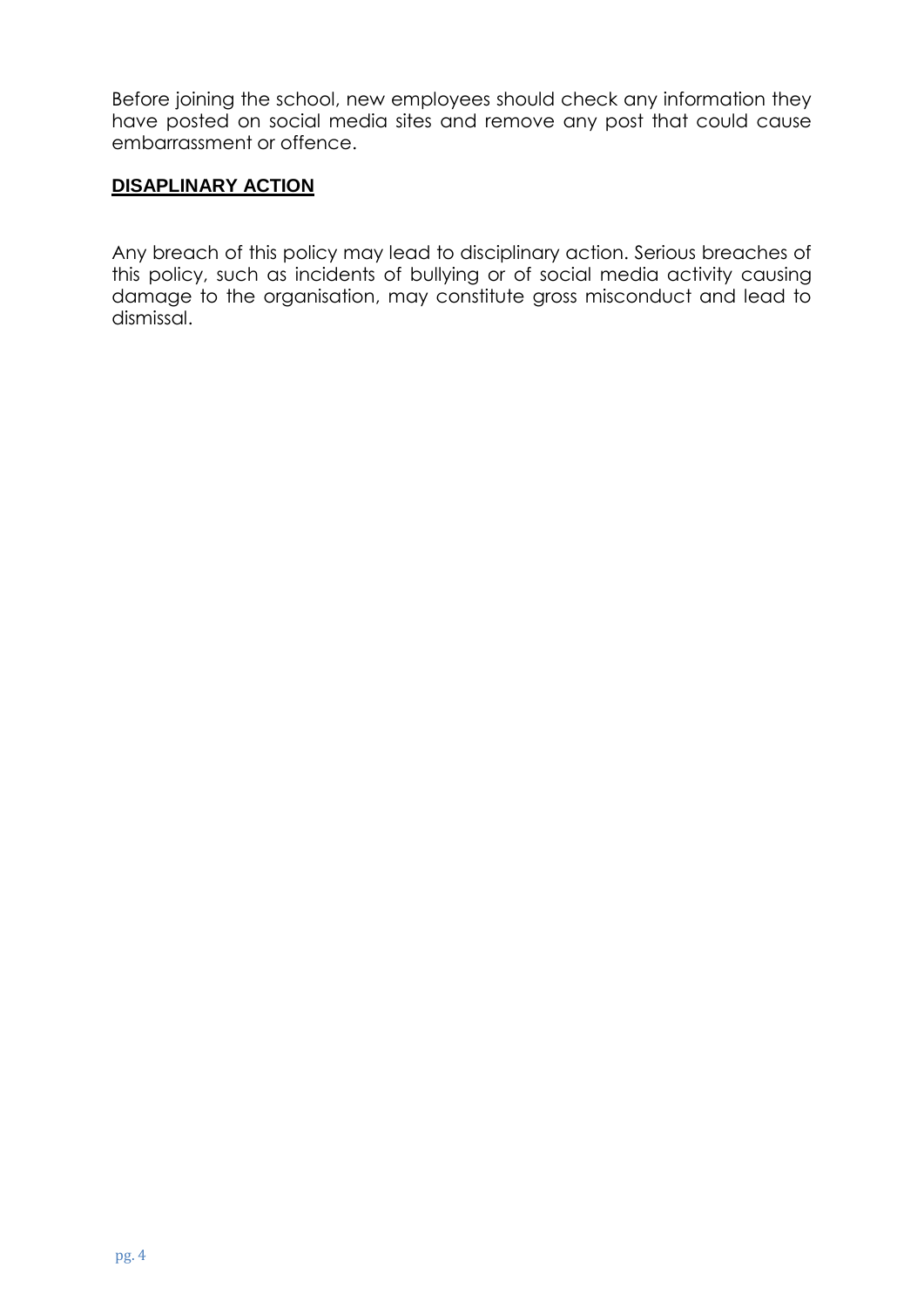Before joining the school, new employees should check any information they have posted on social media sites and remove any post that could cause embarrassment or offence.

## DISAPLINARY ACTION

Any breach of this policy may lead to disciplinary action. Serious breaches of this policy, such as incidents of bullying or of social media activity causing damage to the organisation, may constitute gross misconduct and lead to dismissal.